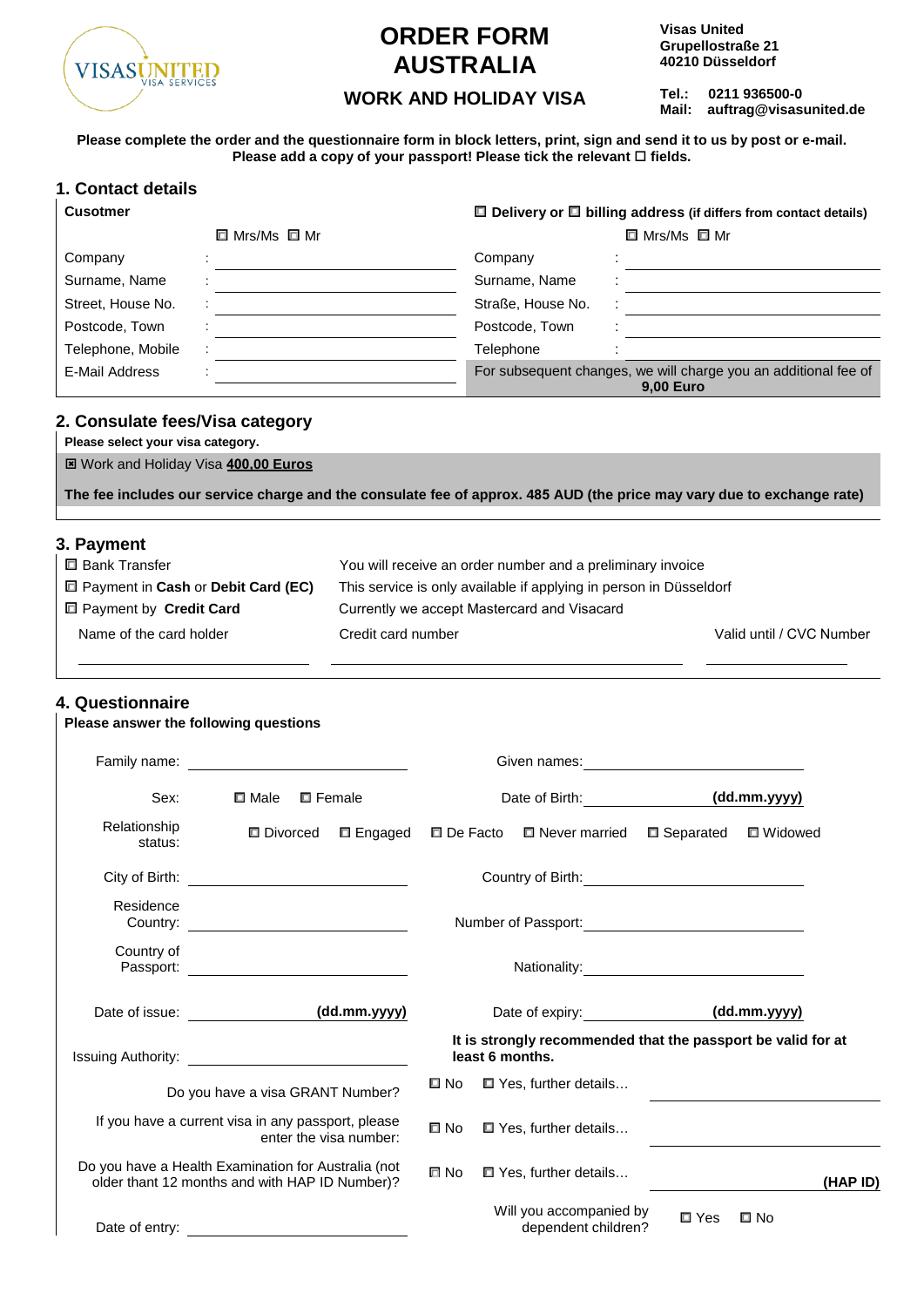# ORDER FORM AUSTRALIA

## WORK AND HOLIDAY VISA

**Visas United**
**Grupellostraße 21**
**40210 Düsseldorf**

**Tel.: 0211 936500-0**
**Mail: auftrag@visasunited.de**

**Please complete the order and the questionnaire form in block letters, print, sign and send it to us by post or e-mail. Please add a copy of your passport! Please tick the relevant ☐ fields.**

## 1. Contact details

| **Cusotmer** | | **☐ Delivery or ☐ billing address** (if differs from contact details) | |
|---|---|---|---|
| | ☐ Mrs/Ms ☐ Mr | | ☐ Mrs/Ms ☐ Mr |
| Company | : | Company | : |
| Surname, Name | : | Surname, Name | : |
| Street, House No. | : | Straße, House No. | : |
| Postcode, Town | : | Postcode, Town | : |
| Telephone, Mobile | : | Telephone | : |
| E-Mail Address | : | For subsequent changes, we will charge you an additional fee of **9,00 Euro** | |

## 2. Consulate fees/Visa category

**Please select your visa category.**

☒ Work and Holiday Visa **400,00 Euros**

**The fee includes our service charge and the consulate fee of approx. 485 AUD (the price may vary due to exchange rate)**

## 3. Payment

| | |
|---|---|
| ☐ Bank Transfer | You will receive an order number and a preliminary invoice |
| ☐ Payment in **Cash** or **Debit Card (EC)** | This service is only available if applying in person in Düsseldorf |
| ☐ Payment by **Credit Card** | Currently we accept Mastercard and Visacard |

Name of the card holder ____________ Credit card number ____________ Valid until / CVC Number ____________

## 4. Questionnaire

**Please answer the following questions**

Family name: ____________ Given names: ____________

Sex: ☐ Male ☐ Female Date of Birth: ____________ **(dd.mm.yyyy)**

Relationship status: ☐ Divorced ☐ Engaged ☐ De Facto ☐ Never married ☐ Separated ☐ Widowed

City of Birth: ____________ Country of Birth: ____________

Residence Country: ____________ Number of Passport: ____________

Country of Passport: ____________ Nationality: ____________

Date of issue: ____________ **(dd.mm.yyyy)** Date of expiry: ____________ **(dd.mm.yyyy)**

Issuing Authority: ____________ **It is strongly recommended that the passport be valid for at least 6 months.**

Do you have a visa GRANT Number? ☐ No ☐ Yes, further details… ____________

If you have a current visa in any passport, please enter the visa number: ☐ No ☐ Yes, further details… ____________

Do you have a Health Examination for Australia (not older thant 12 months and with HAP ID Number)? ☐ No ☐ Yes, further details… ____________ **(HAP ID)**

Date of entry: ____________ Will you accompanied by dependent children? ☐ Yes ☐ No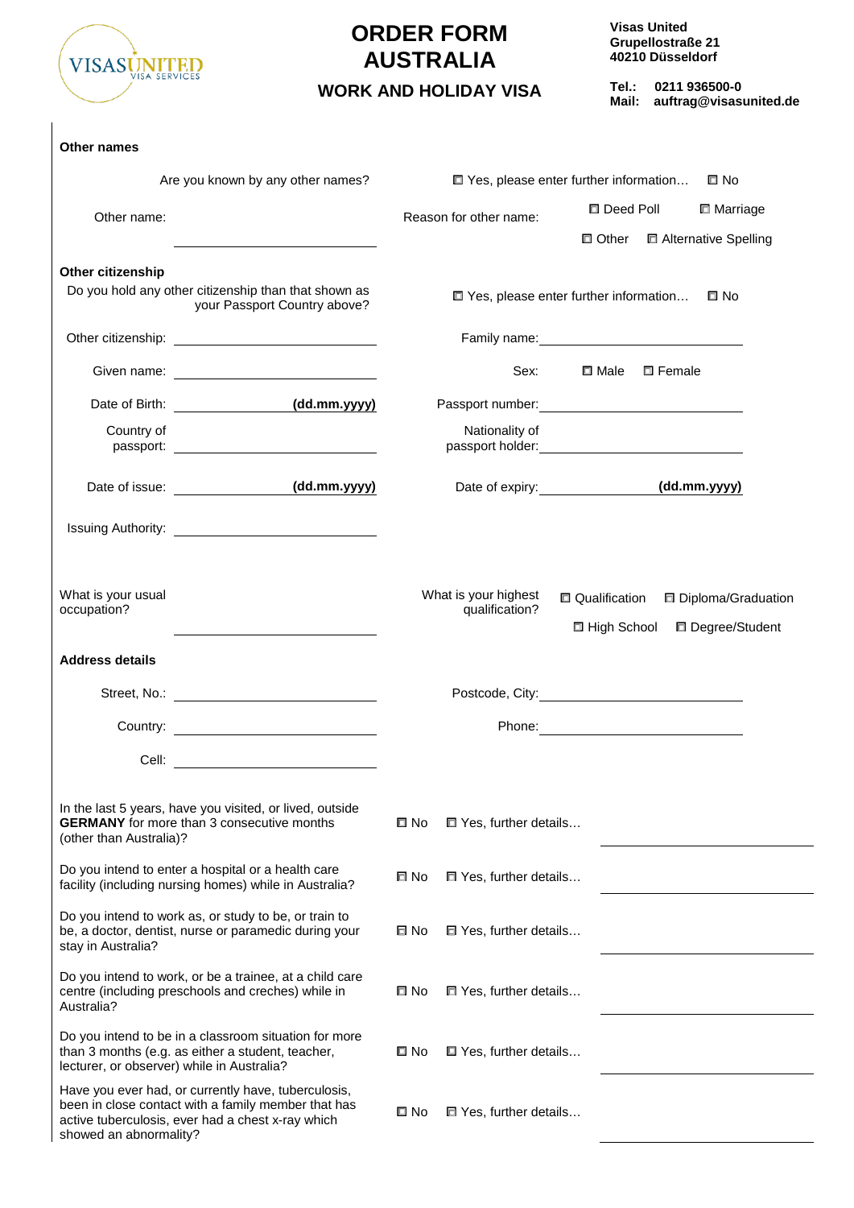# ORDER FORM AUSTRALIA

## WORK AND HOLIDAY VISA

**Visas United**
**Grupellostraße 21**
**40210 Düsseldorf**

**Tel.: 0211 936500-0**
**Mail: auftrag@visasunited.de**

**Other names**

Are you known by any other names? ☐ Yes, please enter further information… ☐ No

Other name: ______________ Reason for other name: ☐ Deed Poll ☐ Marriage ☐ Other ☐ Alternative Spelling

**Other citizenship**

Do you hold any other citizenship than that shown as your Passport Country above? ☐ Yes, please enter further information… ☐ No

Other citizenship: ______________ Family name: ______________

Given name: ______________ Sex: ☐ Male ☐ Female

Date of Birth: ______________ **(dd.mm.yyyy)** Passport number: ______________

Country of passport: ______________ Nationality of passport holder: ______________

Date of issue: ______________ **(dd.mm.yyyy)** Date of expiry: ______________ **(dd.mm.yyyy)**

Issuing Authority: ______________

What is your usual occupation? ______________

What is your highest qualification? ☐ Qualification ☐ Diploma/Graduation ☐ High School ☐ Degree/Student

**Address details**

Street, No.: ______________ Postcode, City: ______________

Country: ______________ Phone: ______________

Cell: ______________

In the last 5 years, have you visited, or lived, outside **GERMANY** for more than 3 consecutive months (other than Australia)? ☐ No ☐ Yes, further details… ______________

Do you intend to enter a hospital or a health care facility (including nursing homes) while in Australia? ☐ No ☐ Yes, further details… ______________

Do you intend to work as, or study to be, or train to be, a doctor, dentist, nurse or paramedic during your stay in Australia? ☐ No ☐ Yes, further details… ______________

Do you intend to work, or be a trainee, at a child care centre (including preschools and creches) while in Australia? ☐ No ☐ Yes, further details… ______________

Do you intend to be in a classroom situation for more than 3 months (e.g. as either a student, teacher, lecturer, or observer) while in Australia? ☐ No ☐ Yes, further details… ______________

Have you ever had, or currently have, tuberculosis, been in close contact with a family member that has active tuberculosis, ever had a chest x-ray which showed an abnormality? ☐ No ☐ Yes, further details… ______________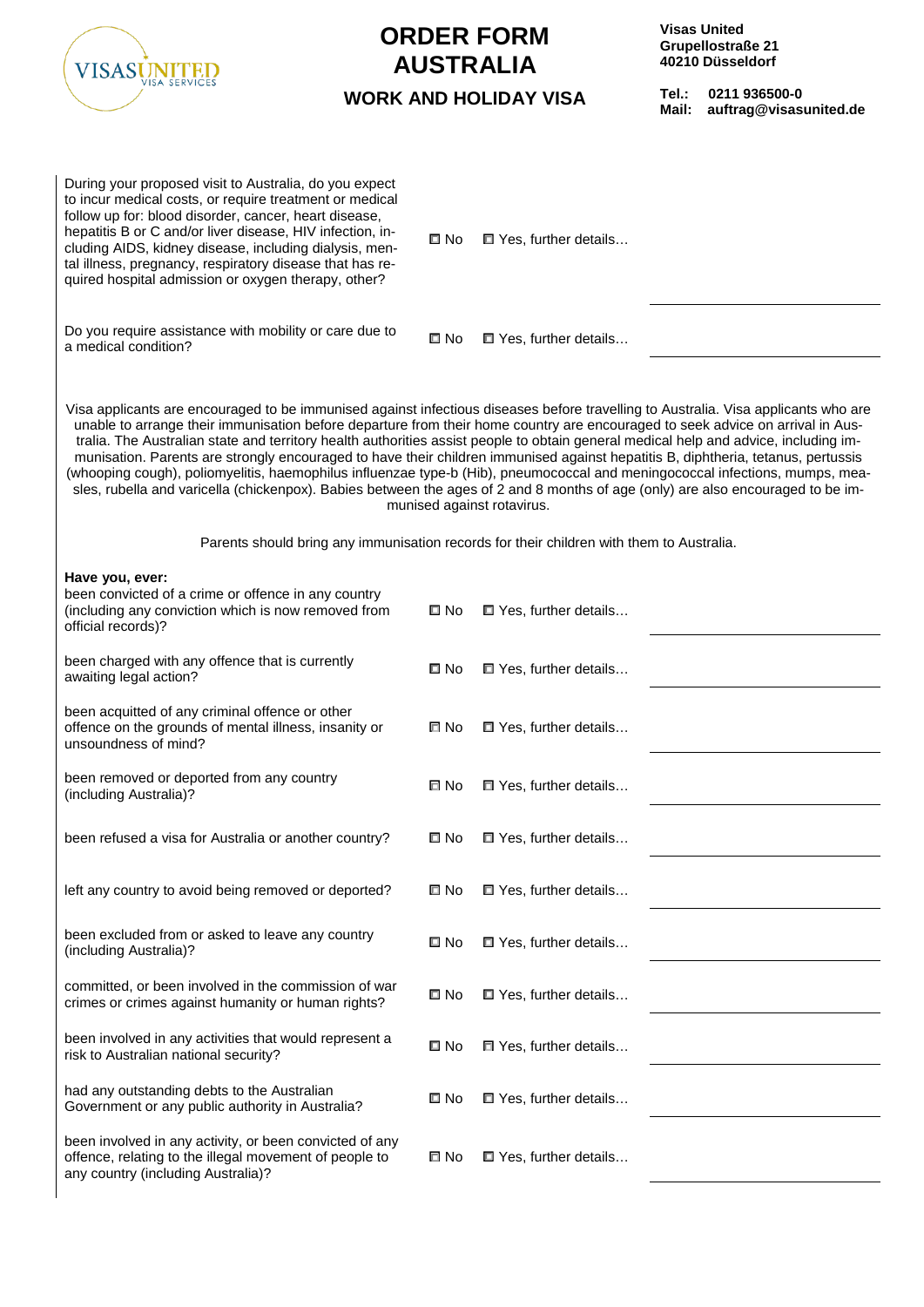# ORDER FORM AUSTRALIA

## WORK AND HOLIDAY VISA

**Visas United**
**Grupellostraße 21**
**40210 Düsseldorf**

**Tel.: 0211 936500-0**
**Mail: auftrag@visasunited.de**

| | | | |
|---|---|---|---|
| During your proposed visit to Australia, do you expect to incur medical costs, or require treatment or medical follow up for: blood disorder, cancer, heart disease, hepatitis B or C and/or liver disease, HIV infection, including AIDS, kidney disease, including dialysis, mental illness, pregnancy, respiratory disease that has required hospital admission or oxygen therapy, other? | ☐ No | ☐ Yes, further details… | |
| Do you require assistance with mobility or care due to a medical condition? | ☐ No | ☐ Yes, further details… | |

Visa applicants are encouraged to be immunised against infectious diseases before travelling to Australia. Visa applicants who are unable to arrange their immunisation before departure from their home country are encouraged to seek advice on arrival in Australia. The Australian state and territory health authorities assist people to obtain general medical help and advice, including immunisation. Parents are strongly encouraged to have their children immunised against hepatitis B, diphtheria, tetanus, pertussis (whooping cough), poliomyelitis, haemophilus influenzae type-b (Hib), pneumococcal and meningococcal infections, mumps, measles, rubella and varicella (chickenpox). Babies between the ages of 2 and 8 months of age (only) are also encouraged to be immunised against rotavirus.

Parents should bring any immunisation records for their children with them to Australia.

**Have you, ever:**

| | | | |
|---|---|---|---|
| been convicted of a crime or offence in any country (including any conviction which is now removed from official records)? | ☐ No | ☐ Yes, further details… | |
| been charged with any offence that is currently awaiting legal action? | ☐ No | ☐ Yes, further details… | |
| been acquitted of any criminal offence or other offence on the grounds of mental illness, insanity or unsoundness of mind? | ☐ No | ☐ Yes, further details… | |
| been removed or deported from any country (including Australia)? | ☐ No | ☐ Yes, further details… | |
| been refused a visa for Australia or another country? | ☐ No | ☐ Yes, further details… | |
| left any country to avoid being removed or deported? | ☐ No | ☐ Yes, further details… | |
| been excluded from or asked to leave any country (including Australia)? | ☐ No | ☐ Yes, further details… | |
| committed, or been involved in the commission of war crimes or crimes against humanity or human rights? | ☐ No | ☐ Yes, further details… | |
| been involved in any activities that would represent a risk to Australian national security? | ☐ No | ☐ Yes, further details… | |
| had any outstanding debts to the Australian Government or any public authority in Australia? | ☐ No | ☐ Yes, further details… | |
| been involved in any activity, or been convicted of any offence, relating to the illegal movement of people to any country (including Australia)? | ☐ No | ☐ Yes, further details… | |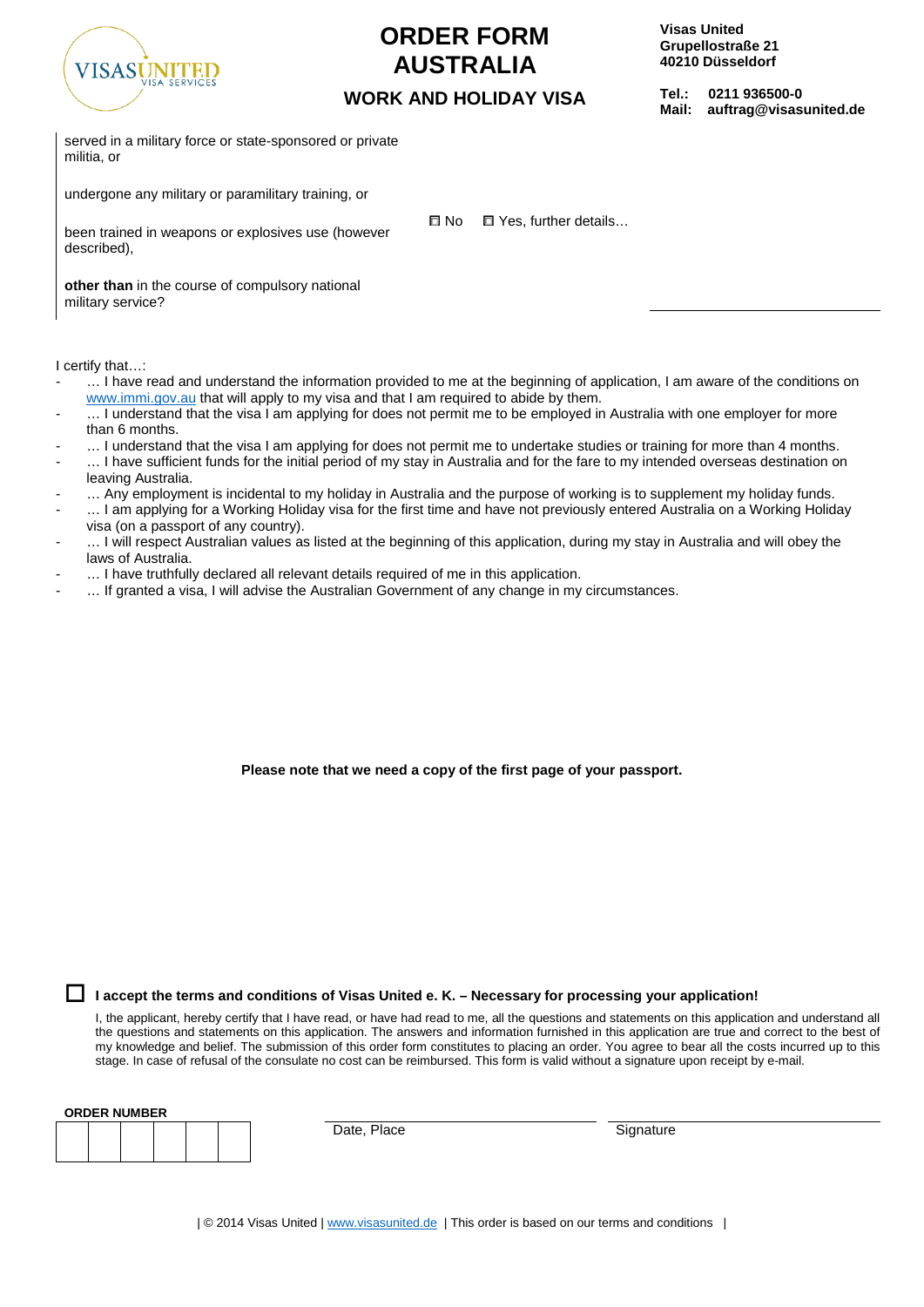# ORDER FORM AUSTRALIA

## WORK AND HOLIDAY VISA

**Visas United**
**Grupellostraße 21**
**40210 Düsseldorf**

**Tel.: 0211 936500-0**
**Mail: auftrag@visasunited.de**

served in a military force or state-sponsored or private militia, or

undergone any military or paramilitary training, or

been trained in weapons or explosives use (however described),

**other than** in the course of compulsory national military service?

☐ No ☐ Yes, further details…

I certify that…:

- … I have read and understand the information provided to me at the beginning of application, I am aware of the conditions on www.immi.gov.au that will apply to my visa and that I am required to abide by them.
- … I understand that the visa I am applying for does not permit me to be employed in Australia with one employer for more than 6 months.
- … I understand that the visa I am applying for does not permit me to undertake studies or training for more than 4 months.
- … I have sufficient funds for the initial period of my stay in Australia and for the fare to my intended overseas destination on leaving Australia.
- … Any employment is incidental to my holiday in Australia and the purpose of working is to supplement my holiday funds.
- … I am applying for a Working Holiday visa for the first time and have not previously entered Australia on a Working Holiday visa (on a passport of any country).
- … I will respect Australian values as listed at the beginning of this application, during my stay in Australia and will obey the laws of Australia.
- … I have truthfully declared all relevant details required of me in this application.
- … If granted a visa, I will advise the Australian Government of any change in my circumstances.

**Please note that we need a copy of the first page of your passport.**

☐ **I accept the terms and conditions of Visas United e. K. – Necessary for processing your application!**

I, the applicant, hereby certify that I have read, or have had read to me, all the questions and statements on this application and understand all the questions and statements on this application. The answers and information furnished in this application are true and correct to the best of my knowledge and belief. The submission of this order form constitutes to placing an order. You agree to bear all the costs incurred up to this stage. In case of refusal of the consulate no cost can be reimbursed. This form is valid without a signature upon receipt by e-mail.

**ORDER NUMBER**

| | | | | | |
|---|---|---|---|---|---|
| | | | | | |

Date, Place

Signature

| © 2014 Visas United | www.visasunited.de | This order is based on our terms and conditions |